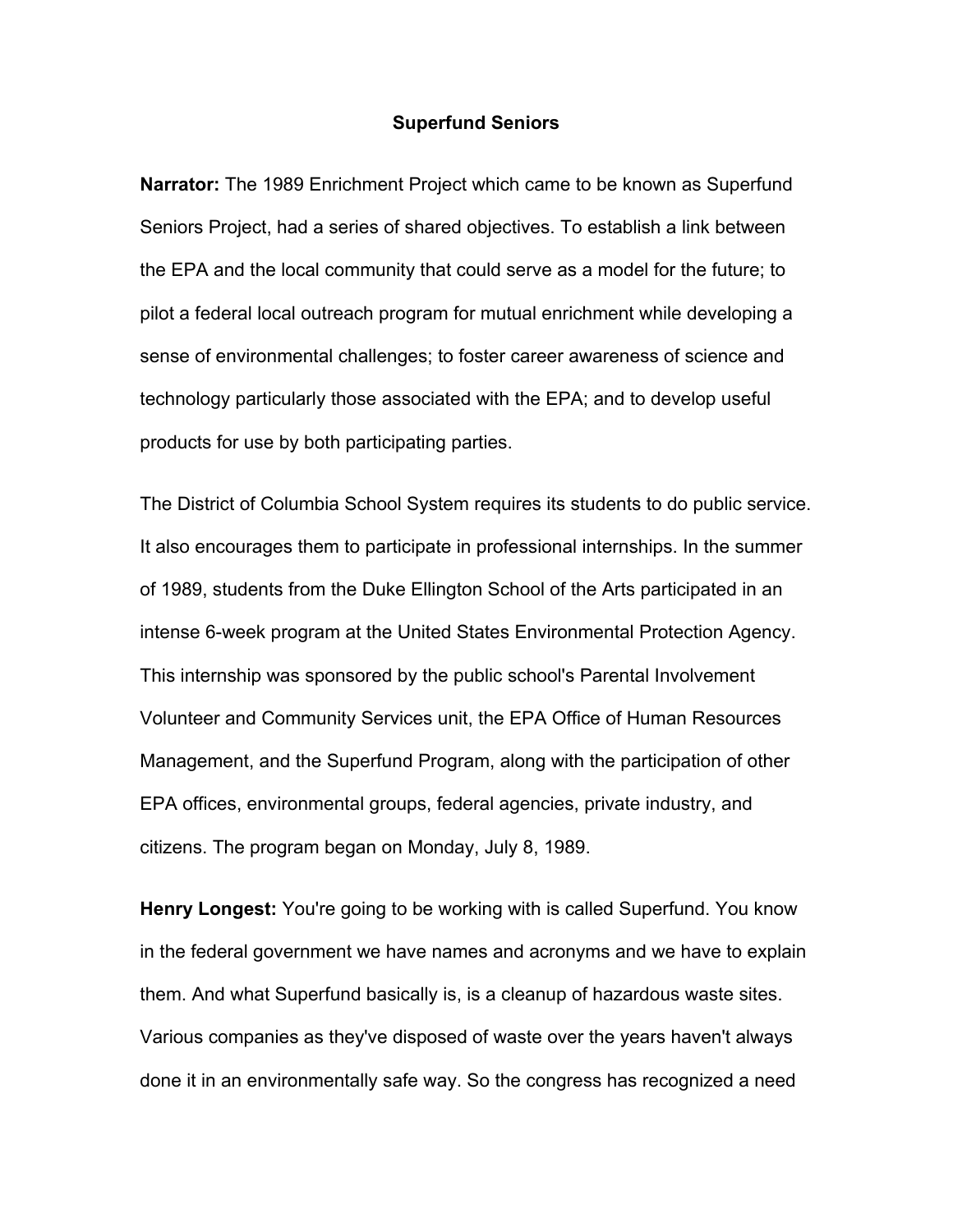# Superfund Seniors

**Narrator:** The 1989 Enrichment Project which came to be known as Superfund Seniors Project, had a series of shared objectives. To establish a link between the EPA and the local community that could serve as a model for the future; to pilot a federal local outreach program for mutual enrichment while developing a sense of environmental challenges; to foster career awareness of science and technology particularly those associated with the EPA; and to develop useful products for use by both participating parties.

The District of Columbia School System requires its students to do public service. It also encourages them to participate in professional internships. In the summer of 1989, students from the Duke Ellington School of the Arts participated in an intense 6-week program at the United States Environmental Protection Agency. This internship was sponsored by the public school's Parental Involvement Volunteer and Community Services unit, the EPA Office of Human Resources Management, and the Superfund Program, along with the participation of other EPA offices, environmental groups, federal agencies, private industry, and citizens. The program began on Monday, July 8, 1989.

**Henry Longest:** You're going to be working with is called Superfund. You know in the federal government we have names and acronyms and we have to explain them. And what Superfund basically is, is a cleanup of hazardous waste sites. Various companies as they've disposed of waste over the years haven't always done it in an environmentally safe way. So the congress has recognized a need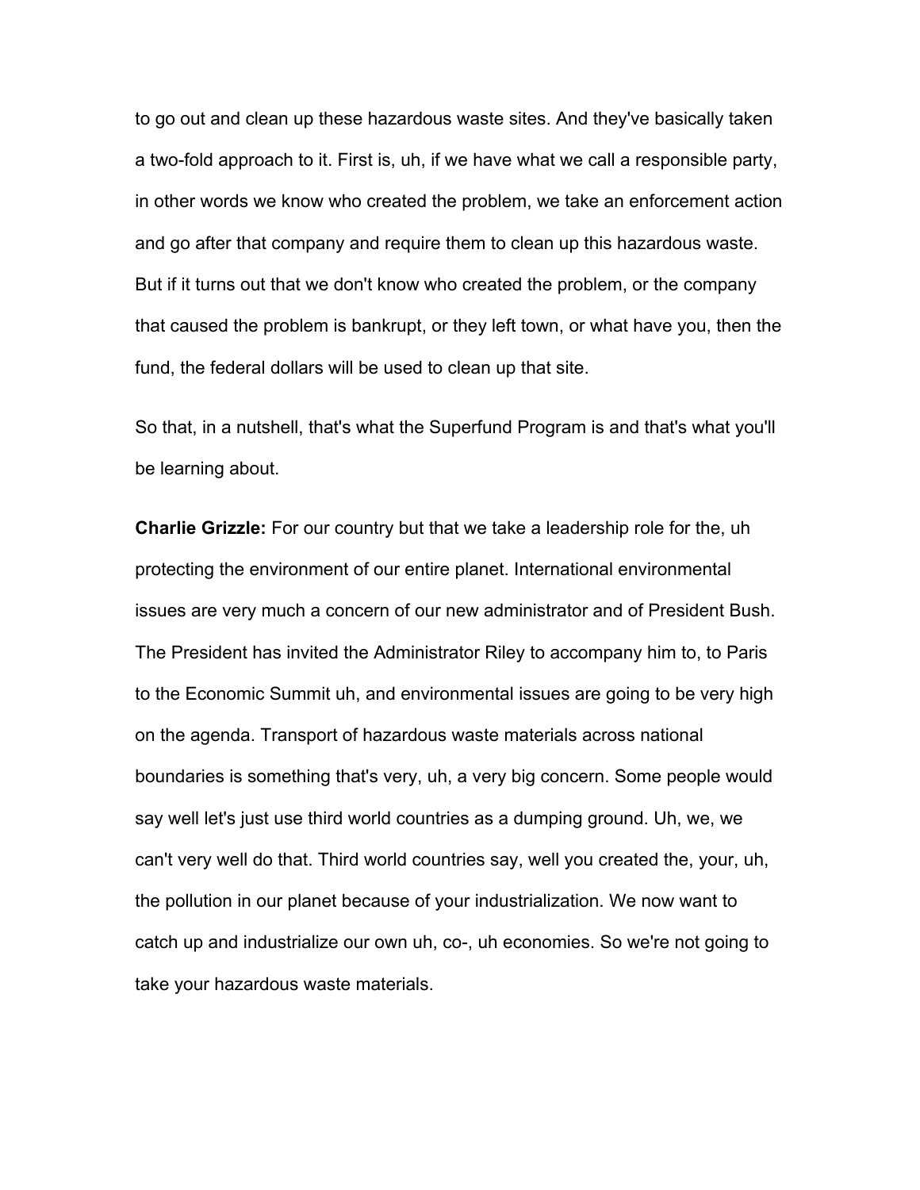to go out and clean up these hazardous waste sites. And they've basically taken a two-fold approach to it. First is, uh, if we have what we call a responsible party, in other words we know who created the problem, we take an enforcement action and go after that company and require them to clean up this hazardous waste. But if it turns out that we don't know who created the problem, or the company that caused the problem is bankrupt, or they left town, or what have you, then the fund, the federal dollars will be used to clean up that site.

So that, in a nutshell, that's what the Superfund Program is and that's what you'll be learning about.

**Charlie Grizzle:** For our country but that we take a leadership role for the, uh protecting the environment of our entire planet. International environmental issues are very much a concern of our new administrator and of President Bush. The President has invited the Administrator Riley to accompany him to, to Paris to the Economic Summit uh, and environmental issues are going to be very high on the agenda. Transport of hazardous waste materials across national boundaries is something that's very, uh, a very big concern. Some people would say well let's just use third world countries as a dumping ground. Uh, we, we can't very well do that. Third world countries say, well you created the, your, uh, the pollution in our planet because of your industrialization. We now want to catch up and industrialize our own uh, co-, uh economies. So we're not going to take your hazardous waste materials.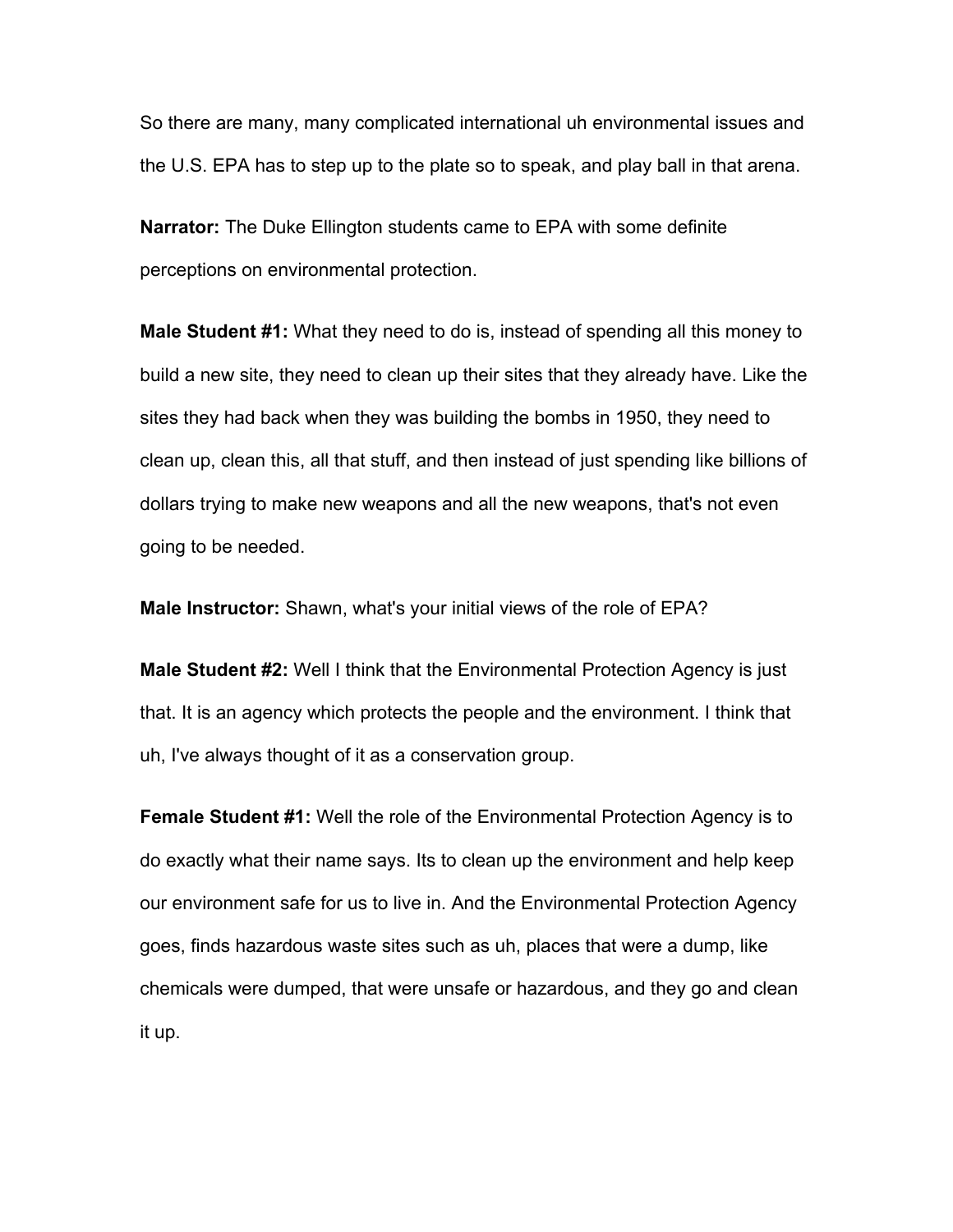So there are many, many complicated international uh environmental issues and the U.S. EPA has to step up to the plate so to speak, and play ball in that arena.

**Narrator:** The Duke Ellington students came to EPA with some definite perceptions on environmental protection.

**Male Student #1:** What they need to do is, instead of spending all this money to build a new site, they need to clean up their sites that they already have. Like the sites they had back when they was building the bombs in 1950, they need to clean up, clean this, all that stuff, and then instead of just spending like billions of dollars trying to make new weapons and all the new weapons, that's not even going to be needed.

**Male Instructor:** Shawn, what's your initial views of the role of EPA?

**Male Student #2:** Well I think that the Environmental Protection Agency is just that. It is an agency which protects the people and the environment. I think that uh, I've always thought of it as a conservation group.

**Female Student #1:** Well the role of the Environmental Protection Agency is to do exactly what their name says. Its to clean up the environment and help keep our environment safe for us to live in. And the Environmental Protection Agency goes, finds hazardous waste sites such as uh, places that were a dump, like chemicals were dumped, that were unsafe or hazardous, and they go and clean it up.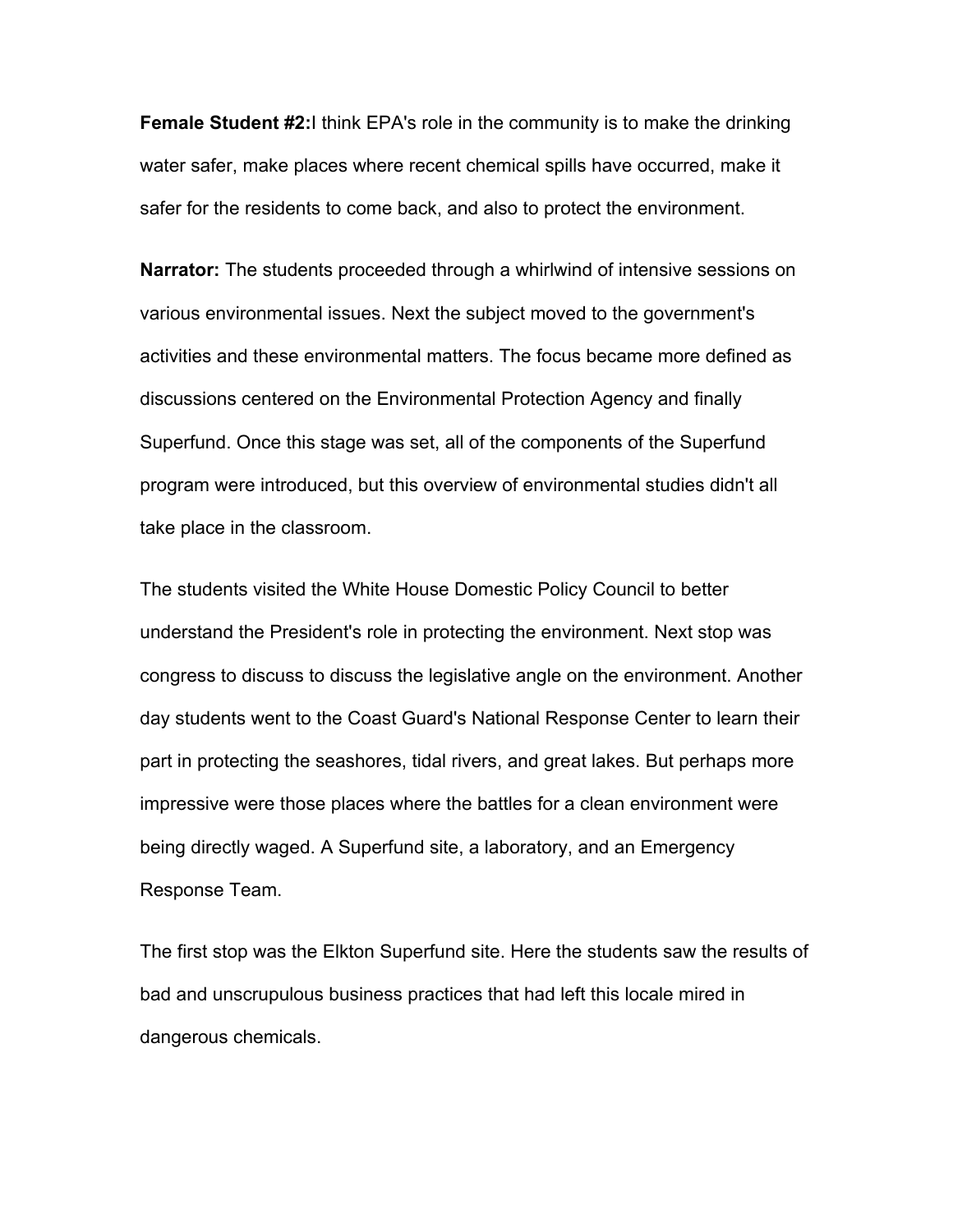**Female Student #2:** I think EPA's role in the community is to make the drinking water safer, make places where recent chemical spills have occurred, make it safer for the residents to come back, and also to protect the environment.

**Narrator:** The students proceeded through a whirlwind of intensive sessions on various environmental issues. Next the subject moved to the government's activities and these environmental matters. The focus became more defined as discussions centered on the Environmental Protection Agency and finally Superfund. Once this stage was set, all of the components of the Superfund program were introduced, but this overview of environmental studies didn't all take place in the classroom.

The students visited the White House Domestic Policy Council to better understand the President's role in protecting the environment. Next stop was congress to discuss to discuss the legislative angle on the environment. Another day students went to the Coast Guard's National Response Center to learn their part in protecting the seashores, tidal rivers, and great lakes. But perhaps more impressive were those places where the battles for a clean environment were being directly waged. A Superfund site, a laboratory, and an Emergency Response Team.

The first stop was the Elkton Superfund site. Here the students saw the results of bad and unscrupulous business practices that had left this locale mired in dangerous chemicals.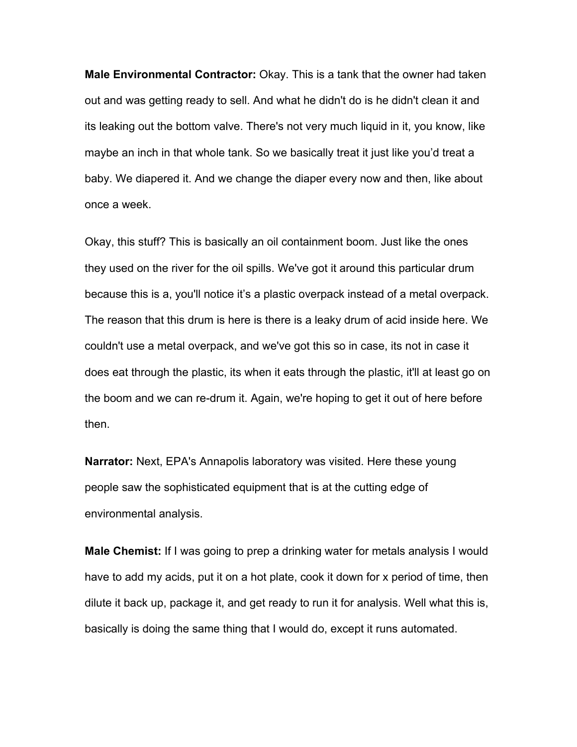**Male Environmental Contractor:** Okay. This is a tank that the owner had taken out and was getting ready to sell. And what he didn't do is he didn't clean it and its leaking out the bottom valve. There's not very much liquid in it, you know, like maybe an inch in that whole tank. So we basically treat it just like you'd treat a baby. We diapered it. And we change the diaper every now and then, like about once a week.

Okay, this stuff? This is basically an oil containment boom. Just like the ones they used on the river for the oil spills. We've got it around this particular drum because this is a, you'll notice it's a plastic overpack instead of a metal overpack. The reason that this drum is here is there is a leaky drum of acid inside here. We couldn't use a metal overpack, and we've got this so in case, its not in case it does eat through the plastic, its when it eats through the plastic, it'll at least go on the boom and we can re-drum it. Again, we're hoping to get it out of here before then.

**Narrator:** Next, EPA's Annapolis laboratory was visited. Here these young people saw the sophisticated equipment that is at the cutting edge of environmental analysis.

**Male Chemist:** If I was going to prep a drinking water for metals analysis I would have to add my acids, put it on a hot plate, cook it down for x period of time, then dilute it back up, package it, and get ready to run it for analysis. Well what this is, basically is doing the same thing that I would do, except it runs automated.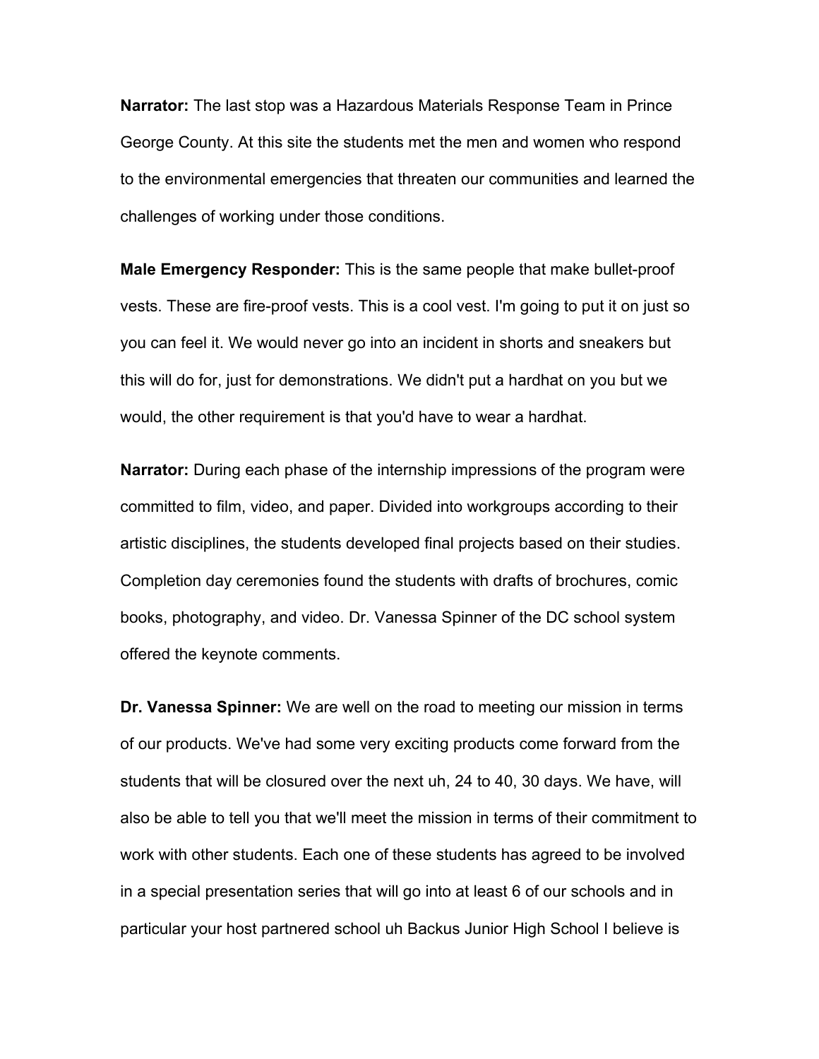**Narrator:** The last stop was a Hazardous Materials Response Team in Prince George County. At this site the students met the men and women who respond to the environmental emergencies that threaten our communities and learned the challenges of working under those conditions.

**Male Emergency Responder:** This is the same people that make bullet-proof vests. These are fire-proof vests. This is a cool vest. I'm going to put it on just so you can feel it. We would never go into an incident in shorts and sneakers but this will do for, just for demonstrations. We didn't put a hardhat on you but we would, the other requirement is that you'd have to wear a hardhat.

**Narrator:** During each phase of the internship impressions of the program were committed to film, video, and paper. Divided into workgroups according to their artistic disciplines, the students developed final projects based on their studies. Completion day ceremonies found the students with drafts of brochures, comic books, photography, and video. Dr. Vanessa Spinner of the DC school system offered the keynote comments.

**Dr. Vanessa Spinner:** We are well on the road to meeting our mission in terms of our products. We've had some very exciting products come forward from the students that will be closured over the next uh, 24 to 40, 30 days. We have, will also be able to tell you that we'll meet the mission in terms of their commitment to work with other students. Each one of these students has agreed to be involved in a special presentation series that will go into at least 6 of our schools and in particular your host partnered school uh Backus Junior High School I believe is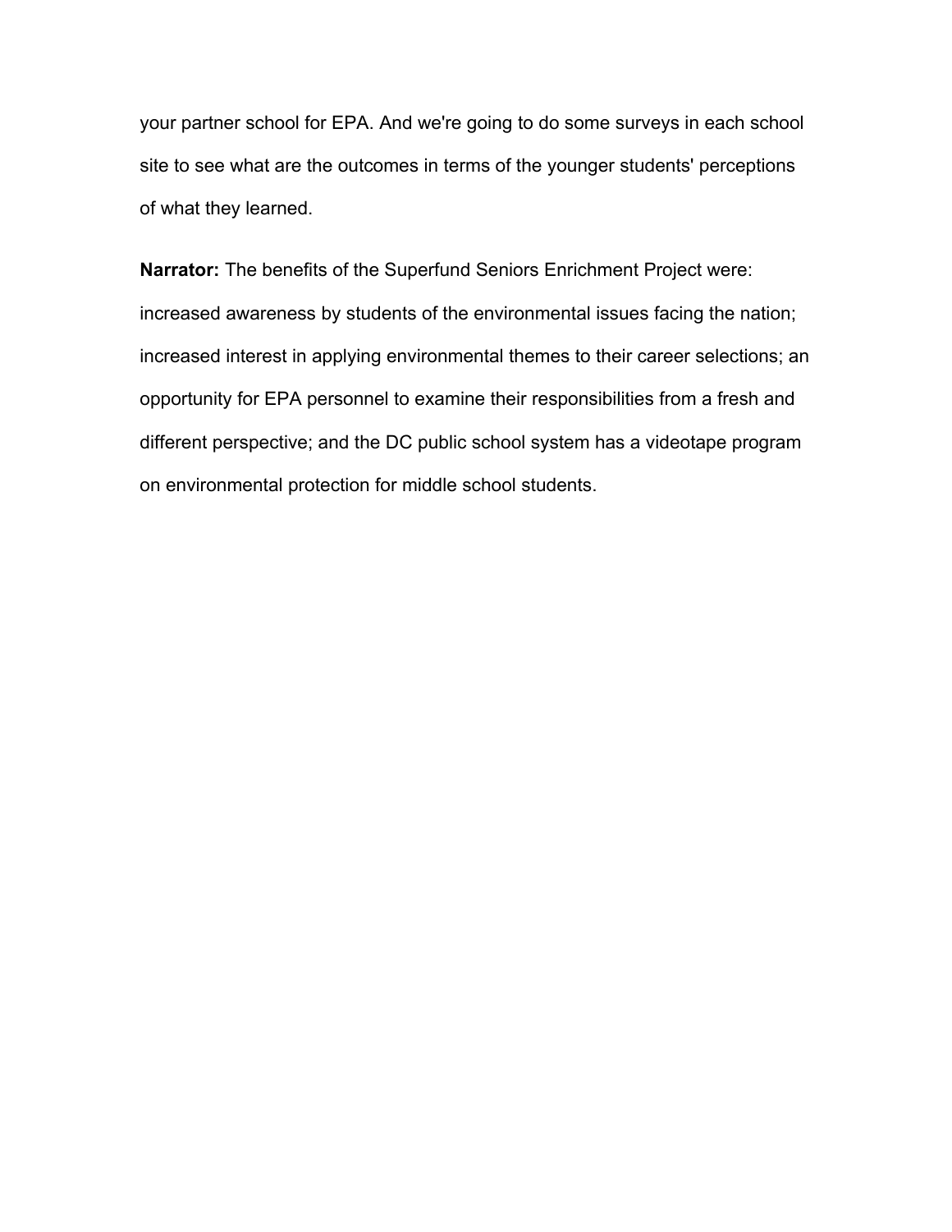your partner school for EPA. And we're going to do some surveys in each school site to see what are the outcomes in terms of the younger students' perceptions of what they learned.

**Narrator:** The benefits of the Superfund Seniors Enrichment Project were: increased awareness by students of the environmental issues facing the nation; increased interest in applying environmental themes to their career selections; an opportunity for EPA personnel to examine their responsibilities from a fresh and different perspective; and the DC public school system has a videotape program on environmental protection for middle school students.